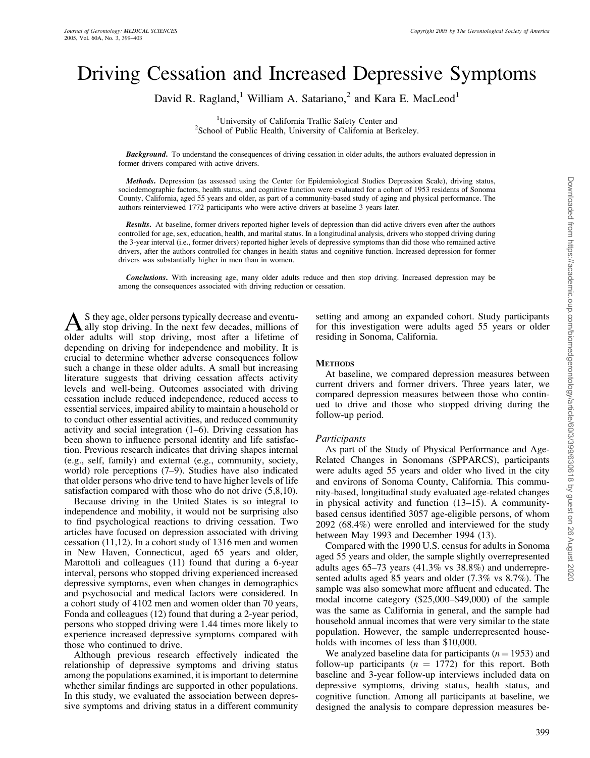# Driving Cessation and Increased Depressive Symptoms

David R. Ragland,[1] William A. Satariano,[2] and Kara E. MacLeod[1]

[1]University of California Traffic Safety Center and
[2]School of Public Health, University of California at Berkeley.

***Background.*** To understand the consequences of driving cessation in older adults, the authors evaluated depression in former drivers compared with active drivers.

***Methods.*** Depression (as assessed using the Center for Epidemiological Studies Depression Scale), driving status, sociodemographic factors, health status, and cognitive function were evaluated for a cohort of 1953 residents of Sonoma County, California, aged 55 years and older, as part of a community-based study of aging and physical performance. The authors reinterviewed 1772 participants who were active drivers at baseline 3 years later.

***Results.*** At baseline, former drivers reported higher levels of depression than did active drivers even after the authors controlled for age, sex, education, health, and marital status. In a longitudinal analysis, drivers who stopped driving during the 3-year interval (i.e., former drivers) reported higher levels of depressive symptoms than did those who remained active drivers, after the authors controlled for changes in health status and cognitive function. Increased depression for former drivers was substantially higher in men than in women.

***Conclusions.*** With increasing age, many older adults reduce and then stop driving. Increased depression may be among the consequences associated with driving reduction or cessation.

As they age, older persons typically decrease and eventually stop driving. In the next few decades, millions of older adults will stop driving, most after a lifetime of depending on driving for independence and mobility. It is crucial to determine whether adverse consequences follow such a change in these older adults. A small but increasing literature suggests that driving cessation affects activity levels and well-being. Outcomes associated with driving cessation include reduced independence, reduced access to essential services, impaired ability to maintain a household or to conduct other essential activities, and reduced community activity and social integration (1–6). Driving cessation has been shown to influence personal identity and life satisfaction. Previous research indicates that driving shapes internal (e.g., self, family) and external (e.g., community, society, world) role perceptions (7–9). Studies have also indicated that older persons who drive tend to have higher levels of life satisfaction compared with those who do not drive (5,8,10).

Because driving in the United States is so integral to independence and mobility, it would not be surprising also to find psychological reactions to driving cessation. Two articles have focused on depression associated with driving cessation (11,12). In a cohort study of 1316 men and women in New Haven, Connecticut, aged 65 years and older, Marottoli and colleagues (11) found that during a 6-year interval, persons who stopped driving experienced increased depressive symptoms, even when changes in demographics and psychosocial and medical factors were considered. In a cohort study of 4102 men and women older than 70 years, Fonda and colleagues (12) found that during a 2-year period, persons who stopped driving were 1.44 times more likely to experience increased depressive symptoms compared with those who continued to drive.

Although previous research effectively indicated the relationship of depressive symptoms and driving status among the populations examined, it is important to determine whether similar findings are supported in other populations. In this study, we evaluated the association between depressive symptoms and driving status in a different community setting and among an expanded cohort. Study participants for this investigation were adults aged 55 years or older residing in Sonoma, California.

## Methods

At baseline, we compared depression measures between current drivers and former drivers. Three years later, we compared depression measures between those who continued to drive and those who stopped driving during the follow-up period.

### Participants

As part of the Study of Physical Performance and Age-Related Changes in Sonomans (SPPARCS), participants were adults aged 55 years and older who lived in the city and environs of Sonoma County, California. This community-based, longitudinal study evaluated age-related changes in physical activity and function (13–15). A community-based census identified 3057 age-eligible persons, of whom 2092 (68.4%) were enrolled and interviewed for the study between May 1993 and December 1994 (13).

Compared with the 1990 U.S. census for adults in Sonoma aged 55 years and older, the sample slightly overrepresented adults ages 65–73 years (41.3% vs 38.8%) and underrepresented adults aged 85 years and older (7.3% vs 8.7%). The sample was also somewhat more affluent and educated. The modal income category ($25,000–$49,000) of the sample was the same as California in general, and the sample had household annual incomes that were very similar to the state population. However, the sample underrepresented households with incomes of less than $10,000.

We analyzed baseline data for participants ($n = 1953$) and follow-up participants ($n = 1772$) for this report. Both baseline and 3-year follow-up interviews included data on depressive symptoms, driving status, health status, and cognitive function. Among all participants at baseline, we designed the analysis to compare depression measures be-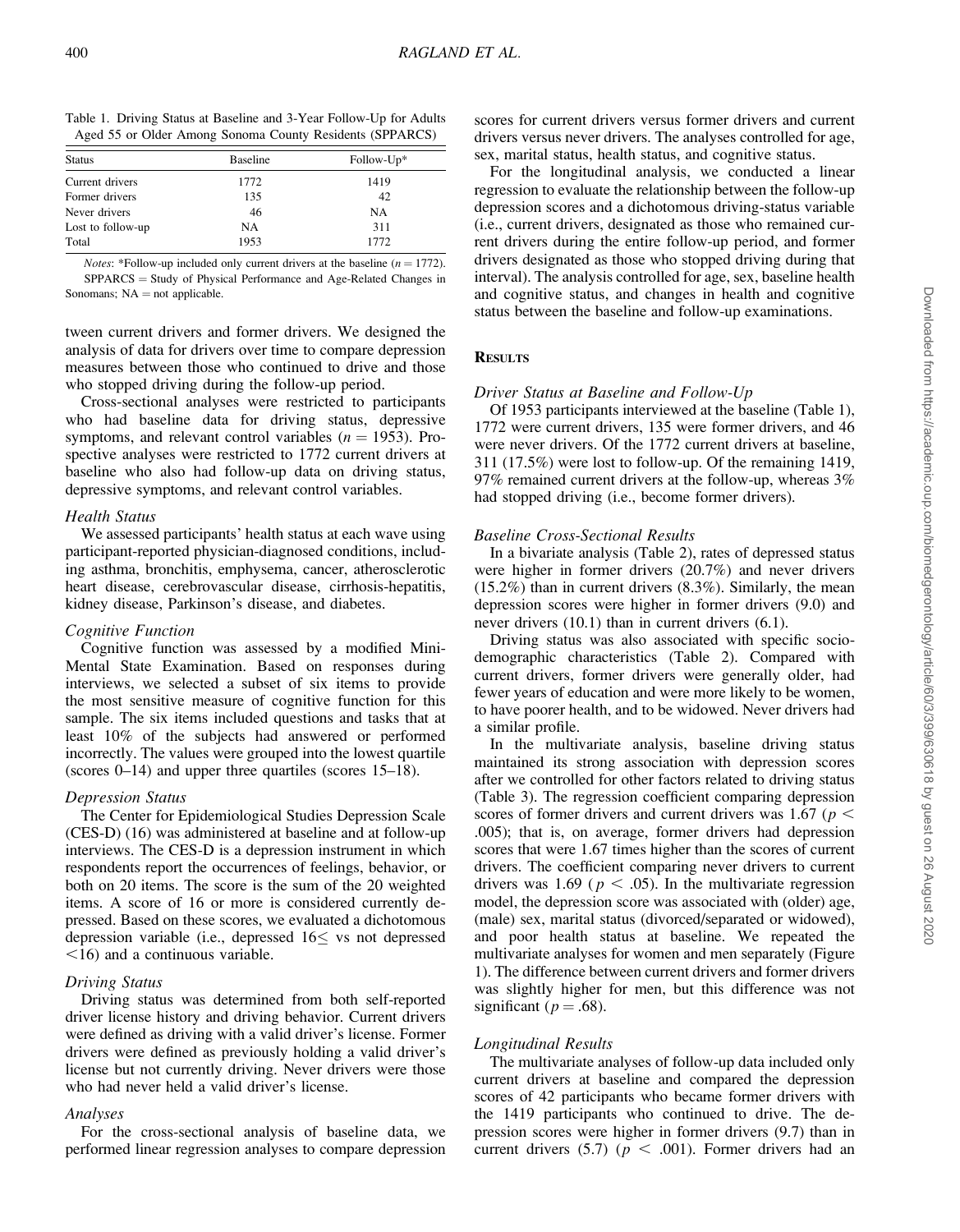Table 1. Driving Status at Baseline and 3-Year Follow-Up for Adults Aged 55 or Older Among Sonoma County Residents (SPPARCS)

| Status | Baseline | Follow-Up* |
|---|---|---|
| Current drivers | 1772 | 1419 |
| Former drivers | 135 | 42 |
| Never drivers | 46 | NA |
| Lost to follow-up | NA | 311 |
| Total | 1953 | 1772 |

*Notes*: *Follow-up included only current drivers at the baseline ($n = 1772$).
SPPARCS = Study of Physical Performance and Age-Related Changes in Sonomans; NA = not applicable.

tween current drivers and former drivers. We designed the analysis of data for drivers over time to compare depression measures between those who continued to drive and those who stopped driving during the follow-up period.

Cross-sectional analyses were restricted to participants who had baseline data for driving status, depressive symptoms, and relevant control variables ($n = 1953$). Prospective analyses were restricted to 1772 current drivers at baseline who also had follow-up data on driving status, depressive symptoms, and relevant control variables.

### *Health Status*

We assessed participants' health status at each wave using participant-reported physician-diagnosed conditions, including asthma, bronchitis, emphysema, cancer, atherosclerotic heart disease, cerebrovascular disease, cirrhosis-hepatitis, kidney disease, Parkinson's disease, and diabetes.

### *Cognitive Function*

Cognitive function was assessed by a modified Mini-Mental State Examination. Based on responses during interviews, we selected a subset of six items to provide the most sensitive measure of cognitive function for this sample. The six items included questions and tasks that at least 10% of the subjects had answered or performed incorrectly. The values were grouped into the lowest quartile (scores 0–14) and upper three quartiles (scores 15–18).

### *Depression Status*

The Center for Epidemiological Studies Depression Scale (CES-D) (16) was administered at baseline and at follow-up interviews. The CES-D is a depression instrument in which respondents report the occurrences of feelings, behavior, or both on 20 items. The score is the sum of the 20 weighted items. A score of 16 or more is considered currently depressed. Based on these scores, we evaluated a dichotomous depression variable (i.e., depressed $16 \leq$ vs not depressed $<16$) and a continuous variable.

### *Driving Status*

Driving status was determined from both self-reported driver license history and driving behavior. Current drivers were defined as driving with a valid driver's license. Former drivers were defined as previously holding a valid driver's license but not currently driving. Never drivers were those who had never held a valid driver's license.

### *Analyses*

For the cross-sectional analysis of baseline data, we performed linear regression analyses to compare depression scores for current drivers versus former drivers and current drivers versus never drivers. The analyses controlled for age, sex, marital status, health status, and cognitive status.

For the longitudinal analysis, we conducted a linear regression to evaluate the relationship between the follow-up depression scores and a dichotomous driving-status variable (i.e., current drivers, designated as those who remained current drivers during the entire follow-up period, and former drivers designated as those who stopped driving during that interval). The analysis controlled for age, sex, baseline health and cognitive status, and changes in health and cognitive status between the baseline and follow-up examinations.

## RESULTS

### *Driver Status at Baseline and Follow-Up*

Of 1953 participants interviewed at the baseline (Table 1), 1772 were current drivers, 135 were former drivers, and 46 were never drivers. Of the 1772 current drivers at baseline, 311 (17.5%) were lost to follow-up. Of the remaining 1419, 97% remained current drivers at the follow-up, whereas 3% had stopped driving (i.e., become former drivers).

### *Baseline Cross-Sectional Results*

In a bivariate analysis (Table 2), rates of depressed status were higher in former drivers (20.7%) and never drivers (15.2%) than in current drivers (8.3%). Similarly, the mean depression scores were higher in former drivers (9.0) and never drivers (10.1) than in current drivers (6.1).

Driving status was also associated with specific sociodemographic characteristics (Table 2). Compared with current drivers, former drivers were generally older, had fewer years of education and were more likely to be women, to have poorer health, and to be widowed. Never drivers had a similar profile.

In the multivariate analysis, baseline driving status maintained its strong association with depression scores after we controlled for other factors related to driving status (Table 3). The regression coefficient comparing depression scores of former drivers and current drivers was 1.67 ($p < .005$); that is, on average, former drivers had depression scores that were 1.67 times higher than the scores of current drivers. The coefficient comparing never drivers to current drivers was 1.69 ($p < .05$). In the multivariate regression model, the depression score was associated with (older) age, (male) sex, marital status (divorced/separated or widowed), and poor health status at baseline. We repeated the multivariate analyses for women and men separately (Figure 1). The difference between current drivers and former drivers was slightly higher for men, but this difference was not significant ($p = .68$).

### *Longitudinal Results*

The multivariate analyses of follow-up data included only current drivers at baseline and compared the depression scores of 42 participants who became former drivers with the 1419 participants who continued to drive. The depression scores were higher in former drivers (9.7) than in current drivers (5.7) ($p < .001$). Former drivers had an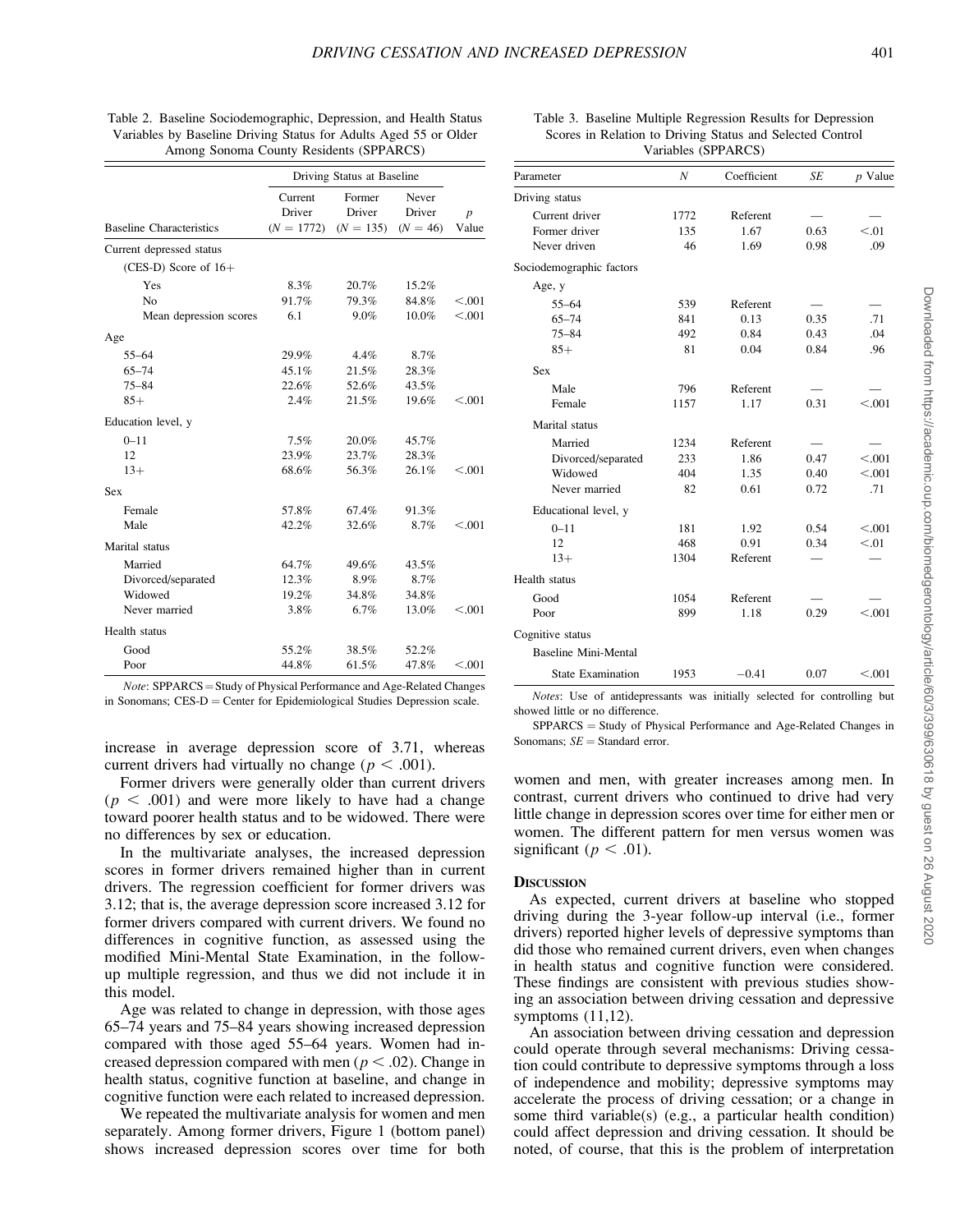Table 2. Baseline Sociodemographic, Depression, and Health Status Variables by Baseline Driving Status for Adults Aged 55 or Older Among Sonoma County Residents (SPPARCS)

| Baseline Characteristics | Driving Status at Baseline | | | |
|---|---|---|---|---|
| | Current Driver ($N = 1772$) | Former Driver ($N = 135$) | Never Driver ($N = 46$) | $p$ Value |
| Current depressed status | | | | |
| (CES-D) Score of 16+ | | | | |
| Yes | 8.3% | 20.7% | 15.2% | |
| No | 91.7% | 79.3% | 84.8% | <.001 |
| Mean depression scores | 6.1 | 9.0% | 10.0% | <.001 |
| Age | | | | |
| 55–64 | 29.9% | 4.4% | 8.7% | |
| 65–74 | 45.1% | 21.5% | 28.3% | |
| 75–84 | 22.6% | 52.6% | 43.5% | |
| 85+ | 2.4% | 21.5% | 19.6% | <.001 |
| Education level, y | | | | |
| 0–11 | 7.5% | 20.0% | 45.7% | |
| 12 | 23.9% | 23.7% | 28.3% | |
| 13+ | 68.6% | 56.3% | 26.1% | <.001 |
| Sex | | | | |
| Female | 57.8% | 67.4% | 91.3% | |
| Male | 42.2% | 32.6% | 8.7% | <.001 |
| Marital status | | | | |
| Married | 64.7% | 49.6% | 43.5% | |
| Divorced/separated | 12.3% | 8.9% | 8.7% | |
| Widowed | 19.2% | 34.8% | 34.8% | |
| Never married | 3.8% | 6.7% | 13.0% | <.001 |
| Health status | | | | |
| Good | 55.2% | 38.5% | 52.2% | |
| Poor | 44.8% | 61.5% | 47.8% | <.001 |

*Note*: SPPARCS = Study of Physical Performance and Age-Related Changes in Sonomans; CES-D = Center for Epidemiological Studies Depression scale.

Table 3. Baseline Multiple Regression Results for Depression Scores in Relation to Driving Status and Selected Control Variables (SPPARCS)

| Parameter | $N$ | Coefficient | $SE$ | $p$ Value |
|---|---|---|---|---|
| Driving status | | | | |
| Current driver | 1772 | Referent | — | — |
| Former driver | 135 | 1.67 | 0.63 | <.01 |
| Never driven | 46 | 1.69 | 0.98 | .09 |
| Sociodemographic factors | | | | |
| Age, y | | | | |
| 55–64 | 539 | Referent | — | — |
| 65–74 | 841 | 0.13 | 0.35 | .71 |
| 75–84 | 492 | 0.84 | 0.43 | .04 |
| 85+ | 81 | 0.04 | 0.84 | .96 |
| Sex | | | | |
| Male | 796 | Referent | — | — |
| Female | 1157 | 1.17 | 0.31 | <.001 |
| Marital status | | | | |
| Married | 1234 | Referent | — | — |
| Divorced/separated | 233 | 1.86 | 0.47 | <.001 |
| Widowed | 404 | 1.35 | 0.40 | <.001 |
| Never married | 82 | 0.61 | 0.72 | .71 |
| Educational level, y | | | | |
| 0–11 | 181 | 1.92 | 0.54 | <.001 |
| 12 | 468 | 0.91 | 0.34 | <.01 |
| 13+ | 1304 | Referent | — | — |
| Health status | | | | |
| Good | 1054 | Referent | — | — |
| Poor | 899 | 1.18 | 0.29 | <.001 |
| Cognitive status | | | | |
| Baseline Mini-Mental | | | | |
| State Examination | 1953 | −0.41 | 0.07 | <.001 |

*Notes*: Use of antidepressants was initially selected for controlling but showed little or no difference.

SPPARCS = Study of Physical Performance and Age-Related Changes in Sonomans; $SE$ = Standard error.

increase in average depression score of 3.71, whereas current drivers had virtually no change ($p < .001$).

Former drivers were generally older than current drivers ($p < .001$) and were more likely to have had a change toward poorer health status and to be widowed. There were no differences by sex or education.

In the multivariate analyses, the increased depression scores in former drivers remained higher than in current drivers. The regression coefficient for former drivers was 3.12; that is, the average depression score increased 3.12 for former drivers compared with current drivers. We found no differences in cognitive function, as assessed using the modified Mini-Mental State Examination, in the follow-up multiple regression, and thus we did not include it in this model.

Age was related to change in depression, with those ages 65–74 years and 75–84 years showing increased depression compared with those aged 55–64 years. Women had increased depression compared with men ($p < .02$). Change in health status, cognitive function at baseline, and change in cognitive function were each related to increased depression.

We repeated the multivariate analysis for women and men separately. Among former drivers, Figure 1 (bottom panel) shows increased depression scores over time for both women and men, with greater increases among men. In contrast, current drivers who continued to drive had very little change in depression scores over time for either men or women. The different pattern for men versus women was significant ($p < .01$).

## Discussion

As expected, current drivers at baseline who stopped driving during the 3-year follow-up interval (i.e., former drivers) reported higher levels of depressive symptoms than did those who remained current drivers, even when changes in health status and cognitive function were considered. These findings are consistent with previous studies showing an association between driving cessation and depressive symptoms (11,12).

An association between driving cessation and depression could operate through several mechanisms: Driving cessation could contribute to depressive symptoms through a loss of independence and mobility; depressive symptoms may accelerate the process of driving cessation; or a change in some third variable(s) (e.g., a particular health condition) could affect depression and driving cessation. It should be noted, of course, that this is the problem of interpretation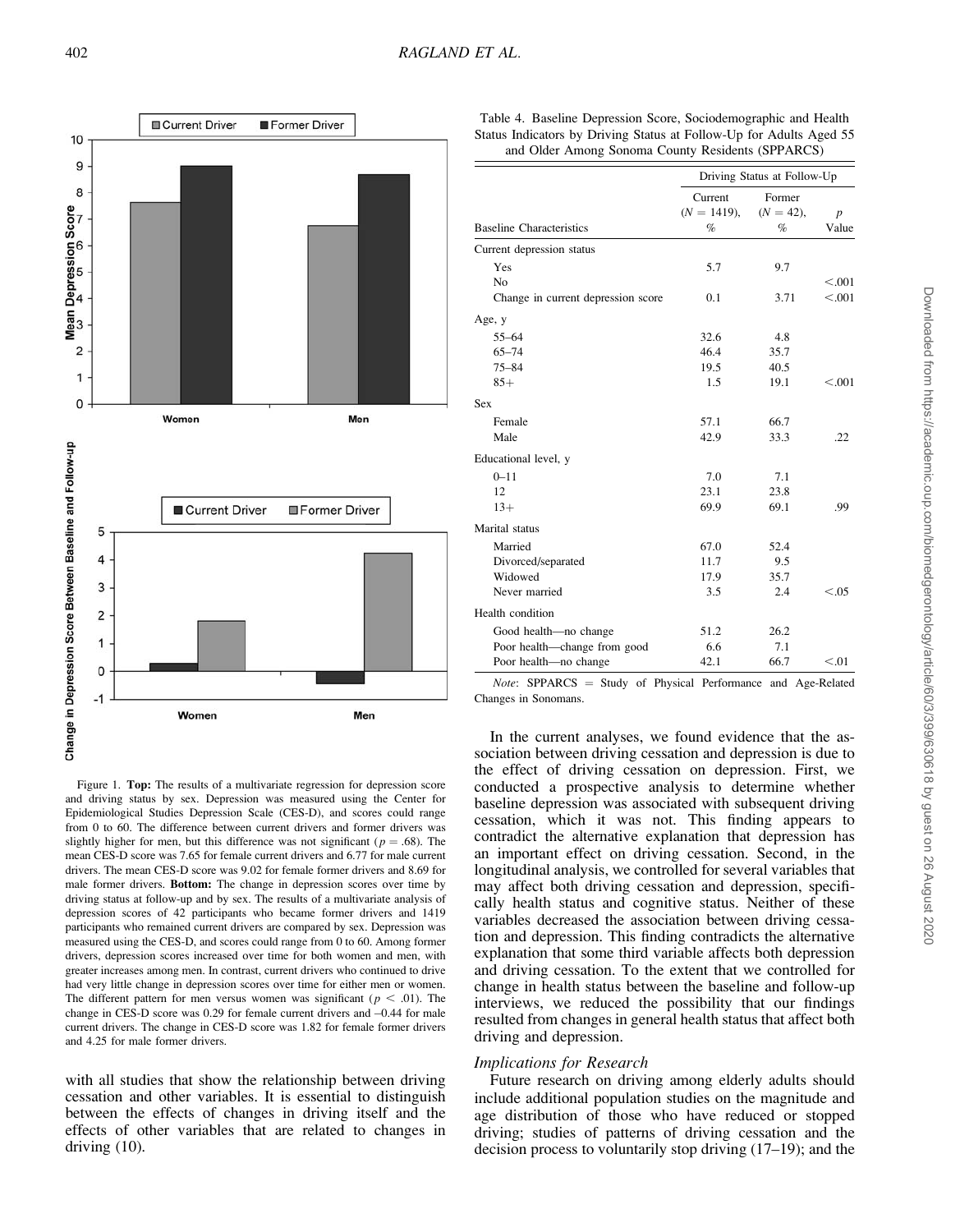Figure 1. **Top:** The results of a multivariate regression for depression score and driving status by sex. Depression was measured using the Center for Epidemiological Studies Depression Scale (CES-D), and scores could range from 0 to 60. The difference between current drivers and former drivers was slightly higher for men, but this difference was not significant ($p = .68$). The mean CES-D score was 7.65 for female current drivers and 6.77 for male current drivers. The mean CES-D score was 9.02 for female former drivers and 8.69 for male former drivers. **Bottom:** The change in depression scores over time by driving status at follow-up and by sex. The results of a multivariate analysis of depression scores of 42 participants who became former drivers and 1419 participants who remained current drivers are compared by sex. Depression was measured using the CES-D, and scores could range from 0 to 60. Among former drivers, depression scores increased over time for both women and men, with greater increases among men. In contrast, current drivers who continued to drive had very little change in depression scores over time for either men or women. The different pattern for men versus women was significant ($p < .01$). The change in CES-D score was 0.29 for female current drivers and –0.44 for male current drivers. The change in CES-D score was 1.82 for female former drivers and 4.25 for male former drivers.

with all studies that show the relationship between driving cessation and other variables. It is essential to distinguish between the effects of changes in driving itself and the effects of other variables that are related to changes in driving (10).

Table 4. Baseline Depression Score, Sociodemographic and Health Status Indicators by Driving Status at Follow-Up for Adults Aged 55 and Older Among Sonoma County Residents (SPPARCS)

| | Driving Status at Follow-Up | | |
|---|---|---|---|
| Baseline Characteristics | Current ($N$ = 1419), % | Former ($N$ = 42), % | $p$ Value |
| Current depression status | | | |
| Yes | 5.7 | 9.7 | |
| No | | | <.001 |
| Change in current depression score | 0.1 | 3.71 | <.001 |
| Age, y | | | |
| 55–64 | 32.6 | 4.8 | |
| 65–74 | 46.4 | 35.7 | |
| 75–84 | 19.5 | 40.5 | |
| 85+ | 1.5 | 19.1 | <.001 |
| Sex | | | |
| Female | 57.1 | 66.7 | |
| Male | 42.9 | 33.3 | .22 |
| Educational level, y | | | |
| 0–11 | 7.0 | 7.1 | |
| 12 | 23.1 | 23.8 | |
| 13+ | 69.9 | 69.1 | .99 |
| Marital status | | | |
| Married | 67.0 | 52.4 | |
| Divorced/separated | 11.7 | 9.5 | |
| Widowed | 17.9 | 35.7 | |
| Never married | 3.5 | 2.4 | <.05 |
| Health condition | | | |
| Good health—no change | 51.2 | 26.2 | |
| Poor health—change from good | 6.6 | 7.1 | |
| Poor health—no change | 42.1 | 66.7 | <.01 |

*Note*: SPPARCS = Study of Physical Performance and Age-Related Changes in Sonomans.

In the current analyses, we found evidence that the association between driving cessation and depression is due to the effect of driving cessation on depression. First, we conducted a prospective analysis to determine whether baseline depression was associated with subsequent driving cessation, which it was not. This finding appears to contradict the alternative explanation that depression has an important effect on driving cessation. Second, in the longitudinal analysis, we controlled for several variables that may affect both driving cessation and depression, specifically health status and cognitive status. Neither of these variables decreased the association between driving cessation and depression. This finding contradicts the alternative explanation that some third variable affects both depression and driving cessation. To the extent that we controlled for change in health status between the baseline and follow-up interviews, we reduced the possibility that our findings resulted from changes in general health status that affect both driving and depression.

### *Implications for Research*

Future research on driving among elderly adults should include additional population studies on the magnitude and age distribution of those who have reduced or stopped driving; studies of patterns of driving cessation and the decision process to voluntarily stop driving (17–19); and the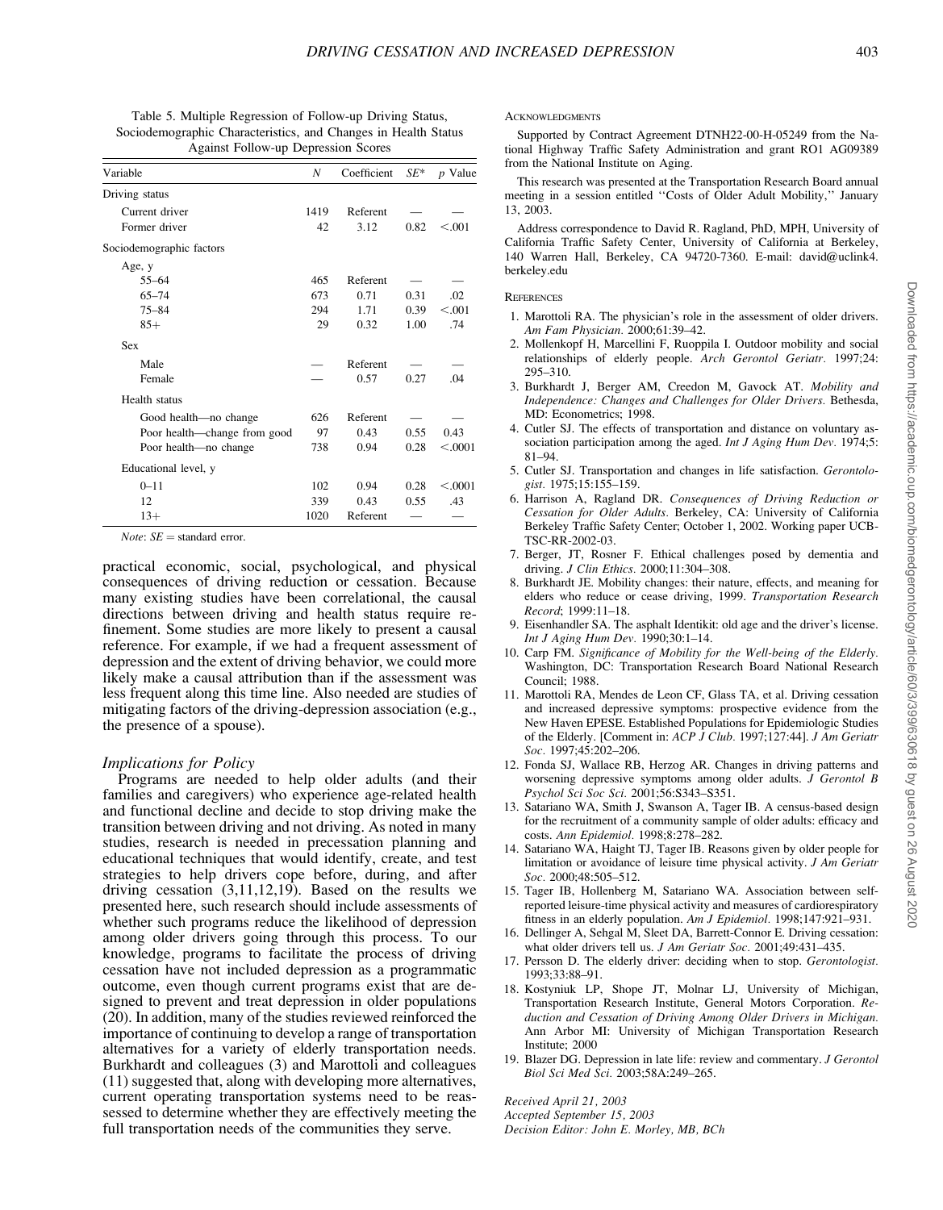Table 5. Multiple Regression of Follow-up Driving Status, Sociodemographic Characteristics, and Changes in Health Status Against Follow-up Depression Scores

| Variable | N | Coefficient | SE* | p Value |
|---|---|---|---|---|
| Driving status | | | | |
| Current driver | 1419 | Referent | — | — |
| Former driver | 42 | 3.12 | 0.82 | <.001 |
| Sociodemographic factors | | | | |
| Age, y | | | | |
| 55–64 | 465 | Referent | — | — |
| 65–74 | 673 | 0.71 | 0.31 | .02 |
| 75–84 | 294 | 1.71 | 0.39 | <.001 |
| 85+ | 29 | 0.32 | 1.00 | .74 |
| Sex | | | | |
| Male | — | Referent | — | — |
| Female | — | 0.57 | 0.27 | .04 |
| Health status | | | | |
| Good health—no change | 626 | Referent | — | — |
| Poor health—change from good | 97 | 0.43 | 0.55 | 0.43 |
| Poor health—no change | 738 | 0.94 | 0.28 | <.0001 |
| Educational level, y | | | | |
| 0–11 | 102 | 0.94 | 0.28 | <.0001 |
| 12 | 339 | 0.43 | 0.55 | .43 |
| 13+ | 1020 | Referent | — | — |

*Note*: SE = standard error.

practical economic, social, psychological, and physical consequences of driving reduction or cessation. Because many existing studies have been correlational, the causal directions between driving and health status require refinement. Some studies are more likely to present a causal reference. For example, if we had a frequent assessment of depression and the extent of driving behavior, we could more likely make a causal attribution than if the assessment was less frequent along this time line. Also needed are studies of mitigating factors of the driving-depression association (e.g., the presence of a spouse).

### *Implications for Policy*

Programs are needed to help older adults (and their families and caregivers) who experience age-related health and functional decline and decide to stop driving make the transition between driving and not driving. As noted in many studies, research is needed in precessation planning and educational techniques that would identify, create, and test strategies to help drivers cope before, during, and after driving cessation (3,11,12,19). Based on the results we presented here, such research should include assessments of whether such programs reduce the likelihood of depression among older drivers going through this process. To our knowledge, programs to facilitate the process of driving cessation have not included depression as a programmatic outcome, even though current programs exist that are designed to prevent and treat depression in older populations (20). In addition, many of the studies reviewed reinforced the importance of continuing to develop a range of transportation alternatives for a variety of elderly transportation needs. Burkhardt and colleagues (3) and Marottoli and colleagues (11) suggested that, along with developing more alternatives, current operating transportation systems need to be reassessed to determine whether they are effectively meeting the full transportation needs of the communities they serve.

#### Acknowledgments

Supported by Contract Agreement DTNH22-00-H-05249 from the National Highway Traffic Safety Administration and grant RO1 AG09389 from the National Institute on Aging.

This research was presented at the Transportation Research Board annual meeting in a session entitled ''Costs of Older Adult Mobility,'' January 13, 2003.

Address correspondence to David R. Ragland, PhD, MPH, University of California Traffic Safety Center, University of California at Berkeley, 140 Warren Hall, Berkeley, CA 94720-7360. E-mail: david@uclink4.berkeley.edu

#### References

1. Marottoli RA. The physician's role in the assessment of older drivers. *Am Fam Physician*. 2000;61:39–42.
2. Mollenkopf H, Marcellini F, Ruoppila I. Outdoor mobility and social relationships of elderly people. *Arch Gerontol Geriatr*. 1997;24: 295–310.
3. Burkhardt J, Berger AM, Creedon M, Gavock AT. *Mobility and Independence: Changes and Challenges for Older Drivers.* Bethesda, MD: Econometrics; 1998.
4. Cutler SJ. The effects of transportation and distance on voluntary association participation among the aged. *Int J Aging Hum Dev*. 1974;5: 81–94.
5. Cutler SJ. Transportation and changes in life satisfaction. *Gerontologist*. 1975;15:155–159.
6. Harrison A, Ragland DR. *Consequences of Driving Reduction or Cessation for Older Adults.* Berkeley, CA: University of California Berkeley Traffic Safety Center; October 1, 2002. Working paper UCB-TSC-RR-2002-03.
7. Berger, JT, Rosner F. Ethical challenges posed by dementia and driving. *J Clin Ethics*. 2000;11:304–308.
8. Burkhardt JE. Mobility changes: their nature, effects, and meaning for elders who reduce or cease driving, 1999. *Transportation Research Record*; 1999:11–18.
9. Eisenhandler SA. The asphalt Identikit: old age and the driver's license. *Int J Aging Hum Dev*. 1990;30:1–14.
10. Carp FM. *Significance of Mobility for the Well-being of the Elderly*. Washington, DC: Transportation Research Board National Research Council; 1988.
11. Marottoli RA, Mendes de Leon CF, Glass TA, et al. Driving cessation and increased depressive symptoms: prospective evidence from the New Haven EPESE. Established Populations for Epidemiologic Studies of the Elderly. [Comment in: *ACP J Club*. 1997;127:44]. *J Am Geriatr Soc*. 1997;45:202–206.
12. Fonda SJ, Wallace RB, Herzog AR. Changes in driving patterns and worsening depressive symptoms among older adults. *J Gerontol B Psychol Sci Soc Sci*. 2001;56:S343–S351.
13. Satariano WA, Smith J, Swanson A, Tager IB. A census-based design for the recruitment of a community sample of older adults: efficacy and costs. *Ann Epidemiol*. 1998;8:278–282.
14. Satariano WA, Haight TJ, Tager IB. Reasons given by older people for limitation or avoidance of leisure time physical activity. *J Am Geriatr Soc*. 2000;48:505–512.
15. Tager IB, Hollenberg M, Satariano WA. Association between self-reported leisure-time physical activity and measures of cardiorespiratory fitness in an elderly population. *Am J Epidemiol*. 1998;147:921–931.
16. Dellinger A, Sehgal M, Sleet DA, Barrett-Connor E. Driving cessation: what older drivers tell us. *J Am Geriatr Soc*. 2001;49:431–435.
17. Persson D. The elderly driver: deciding when to stop. *Gerontologist*. 1993;33:88–91.
18. Kostyniuk LP, Shope JT, Molnar LJ, University of Michigan, Transportation Research Institute, General Motors Corporation. *Reduction and Cessation of Driving Among Older Drivers in Michigan.* Ann Arbor MI: University of Michigan Transportation Research Institute; 2000
19. Blazer DG. Depression in late life: review and commentary. *J Gerontol Biol Sci Med Sci*. 2003;58A:249–265.

*Received April 21, 2003*
*Accepted September 15, 2003*
*Decision Editor: John E. Morley, MB, BCh*